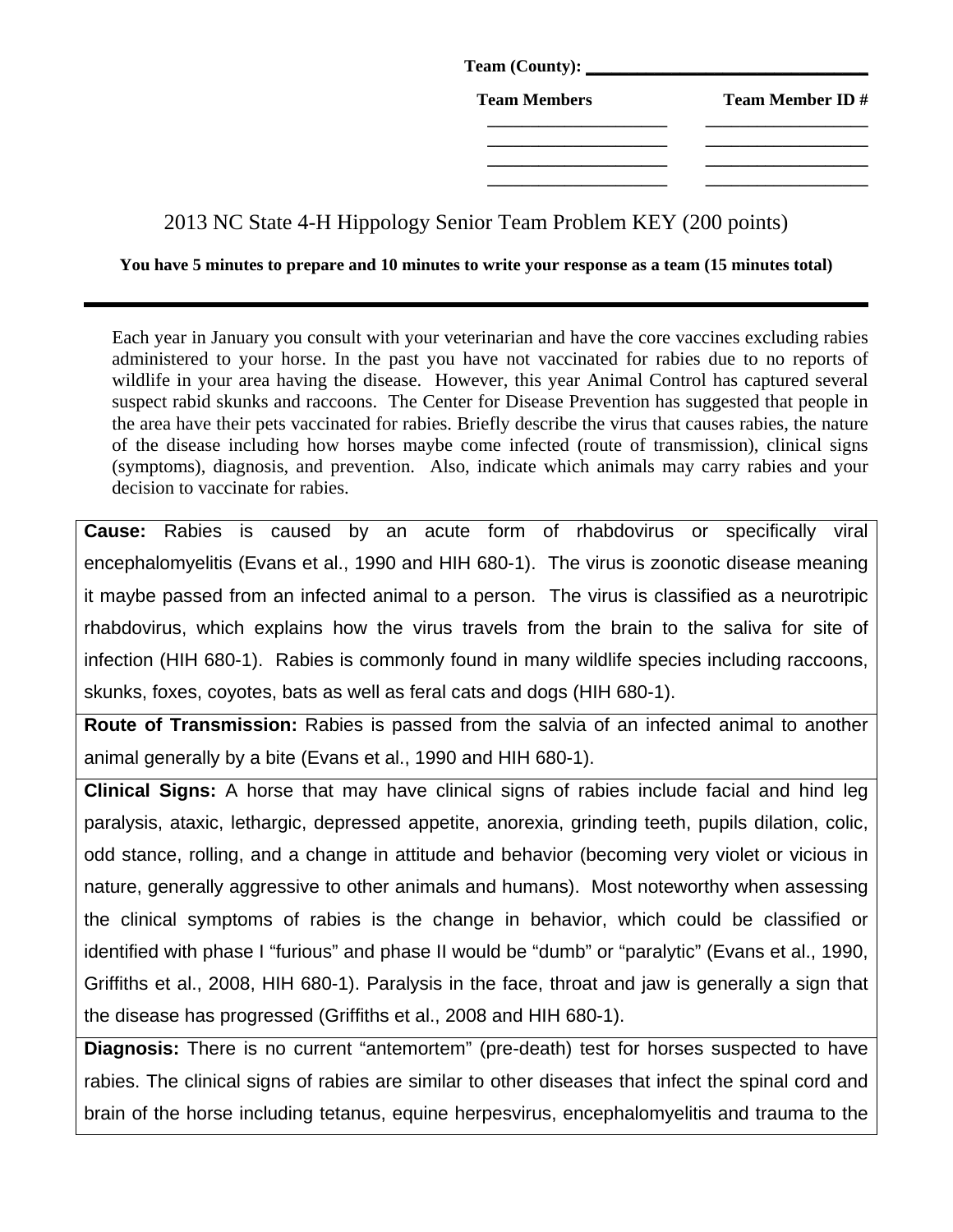**Team (County):** ______________________________

| Team Members | Team Member ID # |
|---|---|
| ____________________ | ____________________ |
| ____________________ | ____________________ |
| ____________________ | ____________________ |
| ____________________ | ____________________ |

# 2013 NC State 4-H Hippology Senior Team Problem KEY (200 points)

**You have 5 minutes to prepare and 10 minutes to write your response as a team (15 minutes total)**

---

Each year in January you consult with your veterinarian and have the core vaccines excluding rabies administered to your horse. In the past you have not vaccinated for rabies due to no reports of wildlife in your area having the disease. However, this year Animal Control has captured several suspect rabid skunks and raccoons. The Center for Disease Prevention has suggested that people in the area have their pets vaccinated for rabies. Briefly describe the virus that causes rabies, the nature of the disease including how horses maybe come infected (route of transmission), clinical signs (symptoms), diagnosis, and prevention. Also, indicate which animals may carry rabies and your decision to vaccinate for rabies.

**Cause:** Rabies is caused by an acute form of rhabdovirus or specifically viral encephalomyelitis (Evans et al., 1990 and HIH 680-1). The virus is zoonotic disease meaning it maybe passed from an infected animal to a person. The virus is classified as a neurotripic rhabdovirus, which explains how the virus travels from the brain to the saliva for site of infection (HIH 680-1). Rabies is commonly found in many wildlife species including raccoons, skunks, foxes, coyotes, bats as well as feral cats and dogs (HIH 680-1).

**Route of Transmission:** Rabies is passed from the salvia of an infected animal to another animal generally by a bite (Evans et al., 1990 and HIH 680-1).

**Clinical Signs:** A horse that may have clinical signs of rabies include facial and hind leg paralysis, ataxic, lethargic, depressed appetite, anorexia, grinding teeth, pupils dilation, colic, odd stance, rolling, and a change in attitude and behavior (becoming very violet or vicious in nature, generally aggressive to other animals and humans). Most noteworthy when assessing the clinical symptoms of rabies is the change in behavior, which could be classified or identified with phase I "furious" and phase II would be "dumb" or "paralytic" (Evans et al., 1990, Griffiths et al., 2008, HIH 680-1). Paralysis in the face, throat and jaw is generally a sign that the disease has progressed (Griffiths et al., 2008 and HIH 680-1).

**Diagnosis:** There is no current "antemortem" (pre-death) test for horses suspected to have rabies. The clinical signs of rabies are similar to other diseases that infect the spinal cord and brain of the horse including tetanus, equine herpesvirus, encephalomyelitis and trauma to the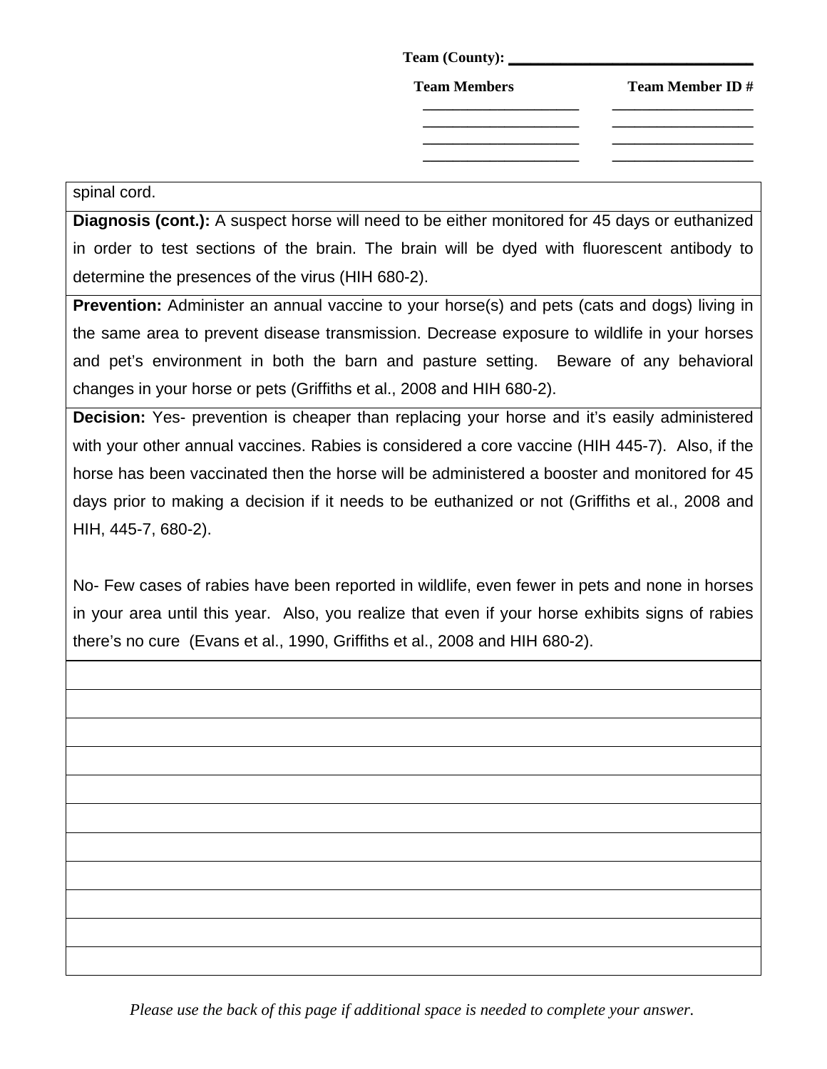Team (County): ________________________________

| Team Members | Team Member ID # |
|---|---|
| ____________________ | ________________ |
| ____________________ | ________________ |
| ____________________ | ________________ |
| ____________________ | ________________ |

spinal cord.

**Diagnosis (cont.):** A suspect horse will need to be either monitored for 45 days or euthanized in order to test sections of the brain. The brain will be dyed with fluorescent antibody to determine the presences of the virus (HIH 680-2).

**Prevention:** Administer an annual vaccine to your horse(s) and pets (cats and dogs) living in the same area to prevent disease transmission. Decrease exposure to wildlife in your horses and pet's environment in both the barn and pasture setting. Beware of any behavioral changes in your horse or pets (Griffiths et al., 2008 and HIH 680-2).

**Decision:** Yes- prevention is cheaper than replacing your horse and it's easily administered with your other annual vaccines. Rabies is considered a core vaccine (HIH 445-7). Also, if the horse has been vaccinated then the horse will be administered a booster and monitored for 45 days prior to making a decision if it needs to be euthanized or not (Griffiths et al., 2008 and HIH, 445-7, 680-2).

No- Few cases of rabies have been reported in wildlife, even fewer in pets and none in horses in your area until this year. Also, you realize that even if your horse exhibits signs of rabies there's no cure (Evans et al., 1990, Griffiths et al., 2008 and HIH 680-2).

*Please use the back of this page if additional space is needed to complete your answer.*